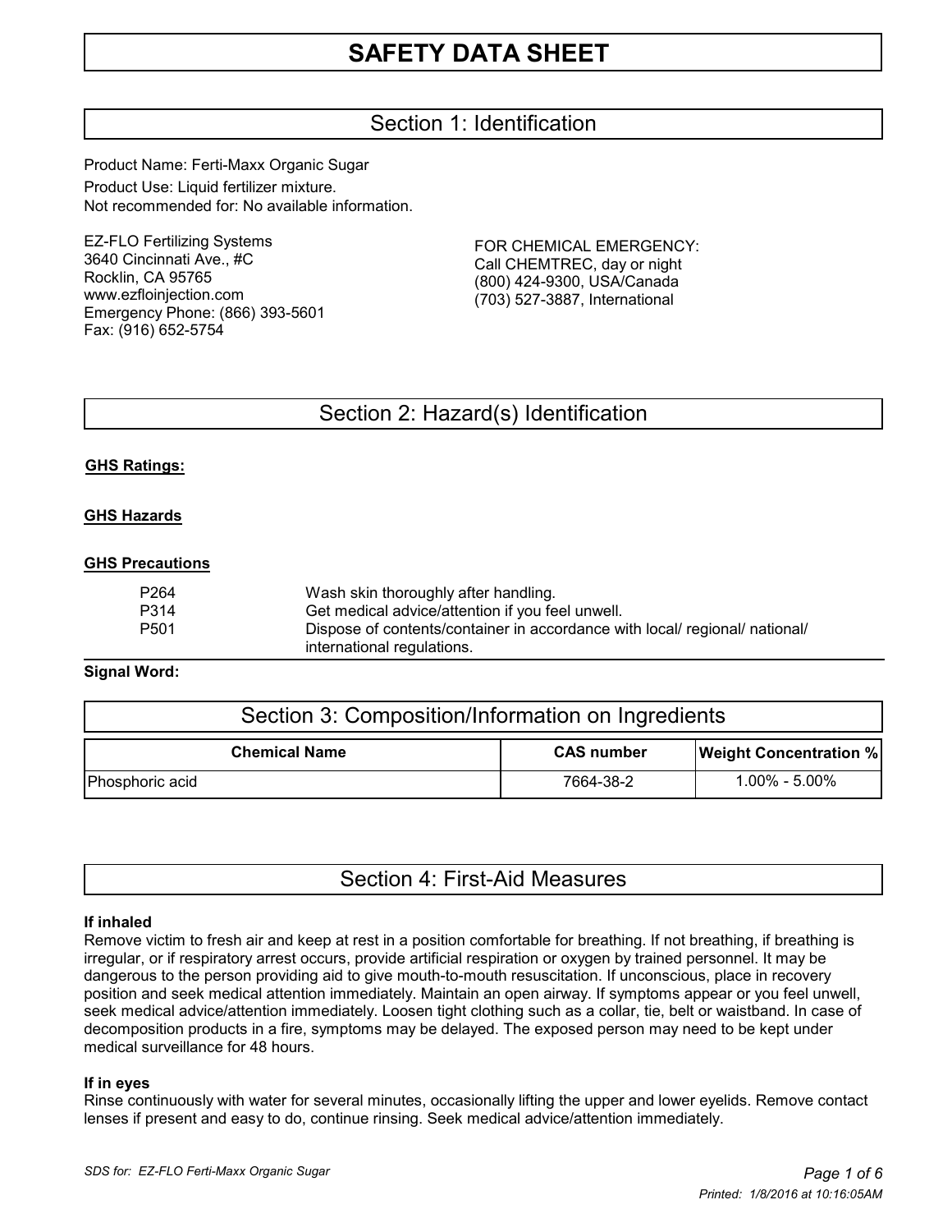# SAFETY DATA SHEET

## Section 1: Identification

Product Name: Ferti-Maxx Organic Sugar
Product Use: Liquid fertilizer mixture.
Not recommended for: No available information.

EZ-FLO Fertilizing Systems
3640 Cincinnati Ave., #C
Rocklin, CA 95765
www.ezfloinjection.com
Emergency Phone: (866) 393-5601
Fax: (916) 652-5754

FOR CHEMICAL EMERGENCY:
Call CHEMTREC, day or night
(800) 424-9300, USA/Canada
(703) 527-3887, International

## Section 2: Hazard(s) Identification

**GHS Ratings:**

**GHS Hazards**

**GHS Precautions**

| | |
|---|---|
| P264 | Wash skin thoroughly after handling. |
| P314 | Get medical advice/attention if you feel unwell. |
| P501 | Dispose of contents/container in accordance with local/ regional/ national/ international regulations. |

**Signal Word:**

## Section 3: Composition/Information on Ingredients

| Chemical Name | CAS number | Weight Concentration % |
|---|---|---|
| Phosphoric acid | 7664-38-2 | 1.00% - 5.00% |

## Section 4: First-Aid Measures

**If inhaled**
Remove victim to fresh air and keep at rest in a position comfortable for breathing. If not breathing, if breathing is irregular, or if respiratory arrest occurs, provide artificial respiration or oxygen by trained personnel. It may be dangerous to the person providing aid to give mouth-to-mouth resuscitation. If unconscious, place in recovery position and seek medical attention immediately. Maintain an open airway. If symptoms appear or you feel unwell, seek medical advice/attention immediately. Loosen tight clothing such as a collar, tie, belt or waistband. In case of decomposition products in a fire, symptoms may be delayed. The exposed person may need to be kept under medical surveillance for 48 hours.

**If in eyes**
Rinse continuously with water for several minutes, occasionally lifting the upper and lower eyelids. Remove contact lenses if present and easy to do, continue rinsing. Seek medical advice/attention immediately.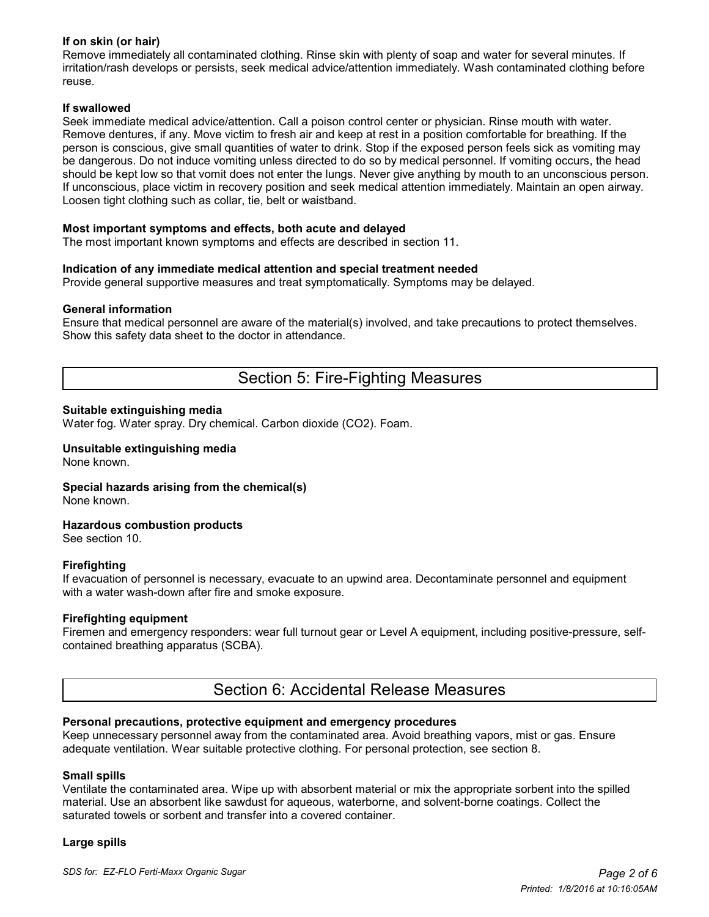**If on skin (or hair)**
Remove immediately all contaminated clothing. Rinse skin with plenty of soap and water for several minutes. If irritation/rash develops or persists, seek medical advice/attention immediately. Wash contaminated clothing before reuse.

**If swallowed**
Seek immediate medical advice/attention. Call a poison control center or physician. Rinse mouth with water. Remove dentures, if any. Move victim to fresh air and keep at rest in a position comfortable for breathing. If the person is conscious, give small quantities of water to drink. Stop if the exposed person feels sick as vomiting may be dangerous. Do not induce vomiting unless directed to do so by medical personnel. If vomiting occurs, the head should be kept low so that vomit does not enter the lungs. Never give anything by mouth to an unconscious person. If unconscious, place victim in recovery position and seek medical attention immediately. Maintain an open airway. Loosen tight clothing such as collar, tie, belt or waistband.

**Most important symptoms and effects, both acute and delayed**
The most important known symptoms and effects are described in section 11.

**Indication of any immediate medical attention and special treatment needed**
Provide general supportive measures and treat symptomatically. Symptoms may be delayed.

**General information**
Ensure that medical personnel are aware of the material(s) involved, and take precautions to protect themselves. Show this safety data sheet to the doctor in attendance.

## Section 5: Fire-Fighting Measures

**Suitable extinguishing media**
Water fog. Water spray. Dry chemical. Carbon dioxide ($CO_2$). Foam.

**Unsuitable extinguishing media**
None known.

**Special hazards arising from the chemical(s)**
None known.

**Hazardous combustion products**
See section 10.

**Firefighting**
If evacuation of personnel is necessary, evacuate to an upwind area. Decontaminate personnel and equipment with a water wash-down after fire and smoke exposure.

**Firefighting equipment**
Firemen and emergency responders: wear full turnout gear or Level A equipment, including positive-pressure, self-contained breathing apparatus (SCBA).

## Section 6: Accidental Release Measures

**Personal precautions, protective equipment and emergency procedures**
Keep unnecessary personnel away from the contaminated area. Avoid breathing vapors, mist or gas. Ensure adequate ventilation. Wear suitable protective clothing. For personal protection, see section 8.

**Small spills**
Ventilate the contaminated area. Wipe up with absorbent material or mix the appropriate sorbent into the spilled material. Use an absorbent like sawdust for aqueous, waterborne, and solvent-borne coatings. Collect the saturated towels or sorbent and transfer into a covered container.

**Large spills**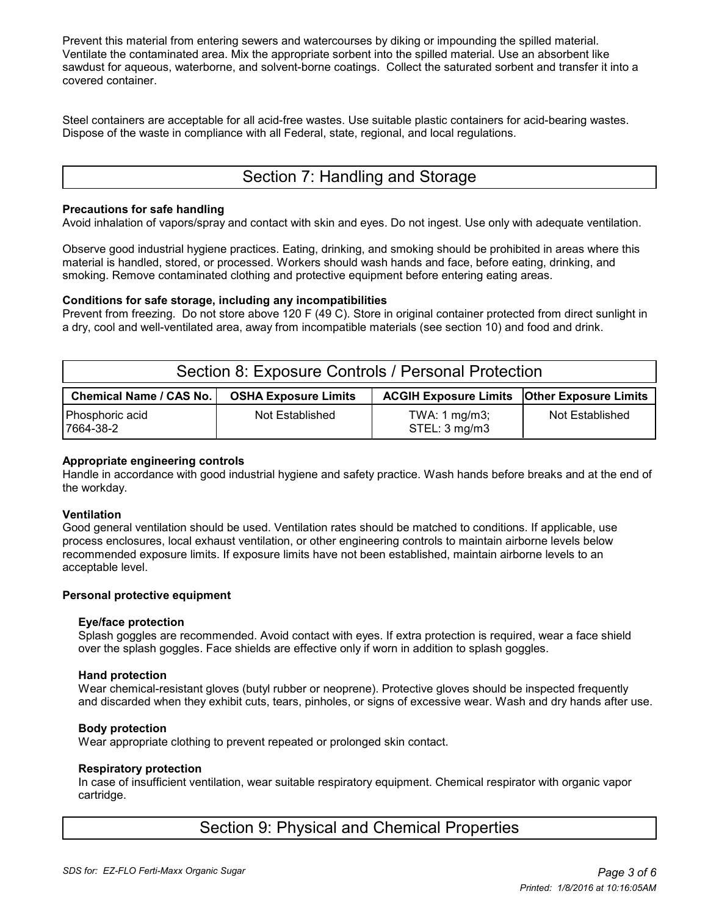Prevent this material from entering sewers and watercourses by diking or impounding the spilled material. Ventilate the contaminated area. Mix the appropriate sorbent into the spilled material. Use an absorbent like sawdust for aqueous, waterborne, and solvent-borne coatings. Collect the saturated sorbent and transfer it into a covered container.

Steel containers are acceptable for all acid-free wastes. Use suitable plastic containers for acid-bearing wastes. Dispose of the waste in compliance with all Federal, state, regional, and local regulations.

## Section 7: Handling and Storage

**Precautions for safe handling**
Avoid inhalation of vapors/spray and contact with skin and eyes. Do not ingest. Use only with adequate ventilation.

Observe good industrial hygiene practices. Eating, drinking, and smoking should be prohibited in areas where this material is handled, stored, or processed. Workers should wash hands and face, before eating, drinking, and smoking. Remove contaminated clothing and protective equipment before entering eating areas.

**Conditions for safe storage, including any incompatibilities**
Prevent from freezing. Do not store above 120 F (49 C). Store in original container protected from direct sunlight in a dry, cool and well-ventilated area, away from incompatible materials (see section 10) and food and drink.

## Section 8: Exposure Controls / Personal Protection

| Chemical Name / CAS No. | OSHA Exposure Limits | ACGIH Exposure Limits | Other Exposure Limits |
|---|---|---|---|
| Phosphoric acid 7664-38-2 | Not Established | TWA: 1 mg/m3; STEL: 3 mg/m3 | Not Established |

**Appropriate engineering controls**
Handle in accordance with good industrial hygiene and safety practice. Wash hands before breaks and at the end of the workday.

**Ventilation**
Good general ventilation should be used. Ventilation rates should be matched to conditions. If applicable, use process enclosures, local exhaust ventilation, or other engineering controls to maintain airborne levels below recommended exposure limits. If exposure limits have not been established, maintain airborne levels to an acceptable level.

**Personal protective equipment**

**Eye/face protection**
Splash goggles are recommended. Avoid contact with eyes. If extra protection is required, wear a face shield over the splash goggles. Face shields are effective only if worn in addition to splash goggles.

**Hand protection**
Wear chemical-resistant gloves (butyl rubber or neoprene). Protective gloves should be inspected frequently and discarded when they exhibit cuts, tears, pinholes, or signs of excessive wear. Wash and dry hands after use.

**Body protection**
Wear appropriate clothing to prevent repeated or prolonged skin contact.

**Respiratory protection**
In case of insufficient ventilation, wear suitable respiratory equipment. Chemical respirator with organic vapor cartridge.

## Section 9: Physical and Chemical Properties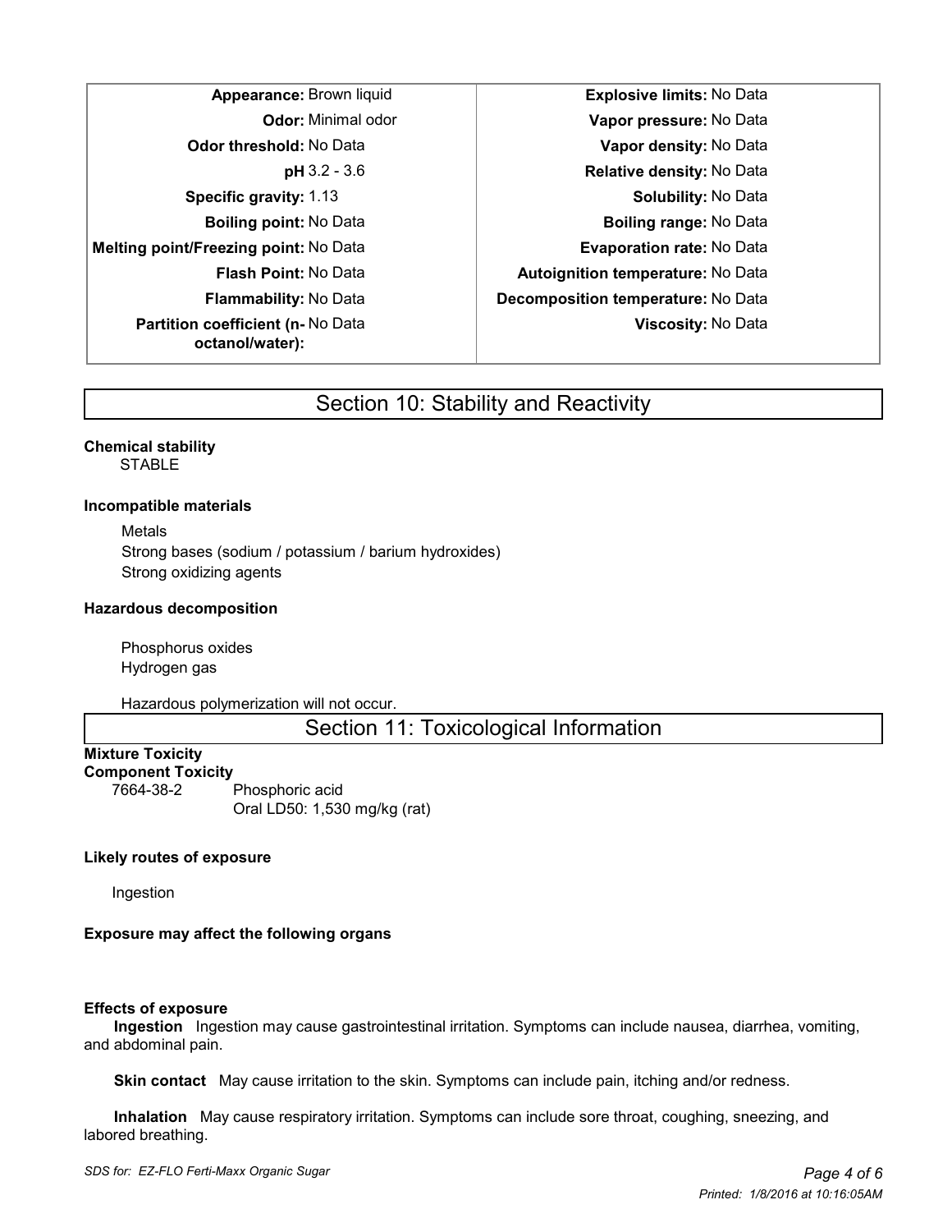| Property | Value | Property | Value |
| --- | --- | --- | --- |
| **Appearance:** | Brown liquid | **Explosive limits:** | No Data |
| **Odor:** | Minimal odor | **Vapor pressure:** | No Data |
| **Odor threshold:** | No Data | **Vapor density:** | No Data |
| **pH** | 3.2 - 3.6 | **Relative density:** | No Data |
| **Specific gravity:** | 1.13 | **Solubility:** | No Data |
| **Boiling point:** | No Data | **Boiling range:** | No Data |
| **Melting point/Freezing point:** | No Data | **Evaporation rate:** | No Data |
| **Flash Point:** | No Data | **Autoignition temperature:** | No Data |
| **Flammability:** | No Data | **Decomposition temperature:** | No Data |
| **Partition coefficient (n-octanol/water):** | No Data | **Viscosity:** | No Data |

## Section 10: Stability and Reactivity

**Chemical stability**

STABLE

**Incompatible materials**

Metals
Strong bases (sodium / potassium / barium hydroxides)
Strong oxidizing agents

**Hazardous decomposition**

Phosphorus oxides
Hydrogen gas

Hazardous polymerization will not occur.

## Section 11: Toxicological Information

**Mixture Toxicity**

**Component Toxicity**

7664-38-2 Phosphoric acid
Oral LD50: 1,530 mg/kg (rat)

**Likely routes of exposure**

Ingestion

**Exposure may affect the following organs**

**Effects of exposure**

**Ingestion** Ingestion may cause gastrointestinal irritation. Symptoms can include nausea, diarrhea, vomiting, and abdominal pain.

**Skin contact** May cause irritation to the skin. Symptoms can include pain, itching and/or redness.

**Inhalation** May cause respiratory irritation. Symptoms can include sore throat, coughing, sneezing, and labored breathing.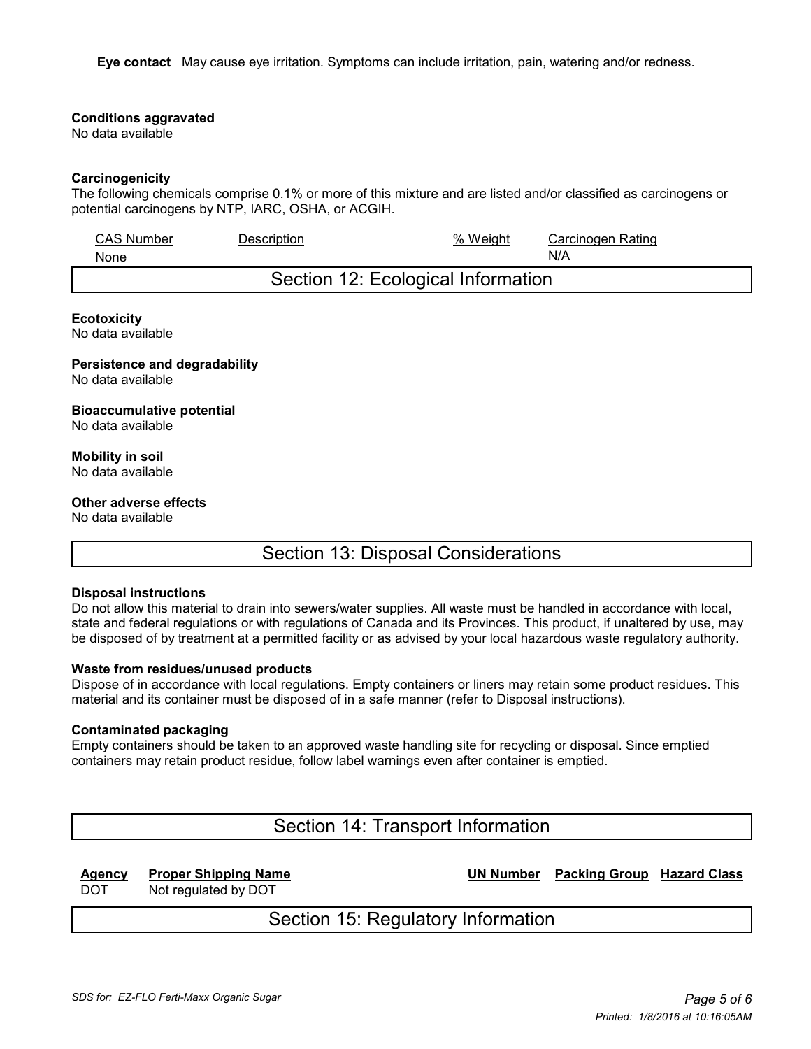**Eye contact** May cause eye irritation. Symptoms can include irritation, pain, watering and/or redness.

**Conditions aggravated**
No data available

**Carcinogenicity**
The following chemicals comprise 0.1% or more of this mixture and are listed and/or classified as carcinogens or potential carcinogens by NTP, IARC, OSHA, or ACGIH.

| CAS Number | Description | % Weight | Carcinogen Rating |
|---|---|---|---|
| None | | | N/A |

## Section 12: Ecological Information

**Ecotoxicity**
No data available

**Persistence and degradability**
No data available

**Bioaccumulative potential**
No data available

**Mobility in soil**
No data available

**Other adverse effects**
No data available

## Section 13: Disposal Considerations

**Disposal instructions**
Do not allow this material to drain into sewers/water supplies. All waste must be handled in accordance with local, state and federal regulations or with regulations of Canada and its Provinces. This product, if unaltered by use, may be disposed of by treatment at a permitted facility or as advised by your local hazardous waste regulatory authority.

**Waste from residues/unused products**
Dispose of in accordance with local regulations. Empty containers or liners may retain some product residues. This material and its container must be disposed of in a safe manner (refer to Disposal instructions).

**Contaminated packaging**
Empty containers should be taken to an approved waste handling site for recycling or disposal. Since emptied containers may retain product residue, follow label warnings even after container is emptied.

## Section 14: Transport Information

| Agency | Proper Shipping Name | UN Number | Packing Group | Hazard Class |
|---|---|---|---|---|
| DOT | Not regulated by DOT | | | |

## Section 15: Regulatory Information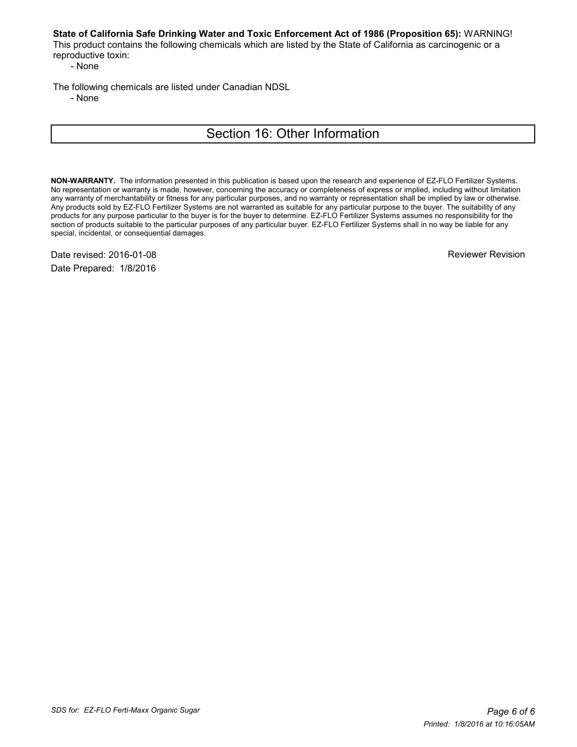**State of California Safe Drinking Water and Toxic Enforcement Act of 1986 (Proposition 65):** WARNING! This product contains the following chemicals which are listed by the State of California as carcinogenic or a reproductive toxin:

- None

The following chemicals are listed under Canadian NDSL

- None

## Section 16: Other Information

**NON-WARRANTY.** The information presented in this publication is based upon the research and experience of EZ-FLO Fertilizer Systems. No representation or warranty is made, however, concerning the accuracy or completeness of express or implied, including without limitation any warranty of merchantability or fitness for any particular purposes, and no warranty or representation shall be implied by law or otherwise. Any products sold by EZ-FLO Fertilizer Systems are not warranted as suitable for any particular purpose to the buyer. The suitability of any products for any purpose particular to the buyer is for the buyer to determine. EZ-FLO Fertilizer Systems assumes no responsibility for the section of products suitable to the particular purposes of any particular buyer. EZ-FLO Fertilizer Systems shall in no way be liable for any special, incidental, or consequential damages.

Date revised: 2016-01-08

Reviewer Revision

Date Prepared: 1/8/2016